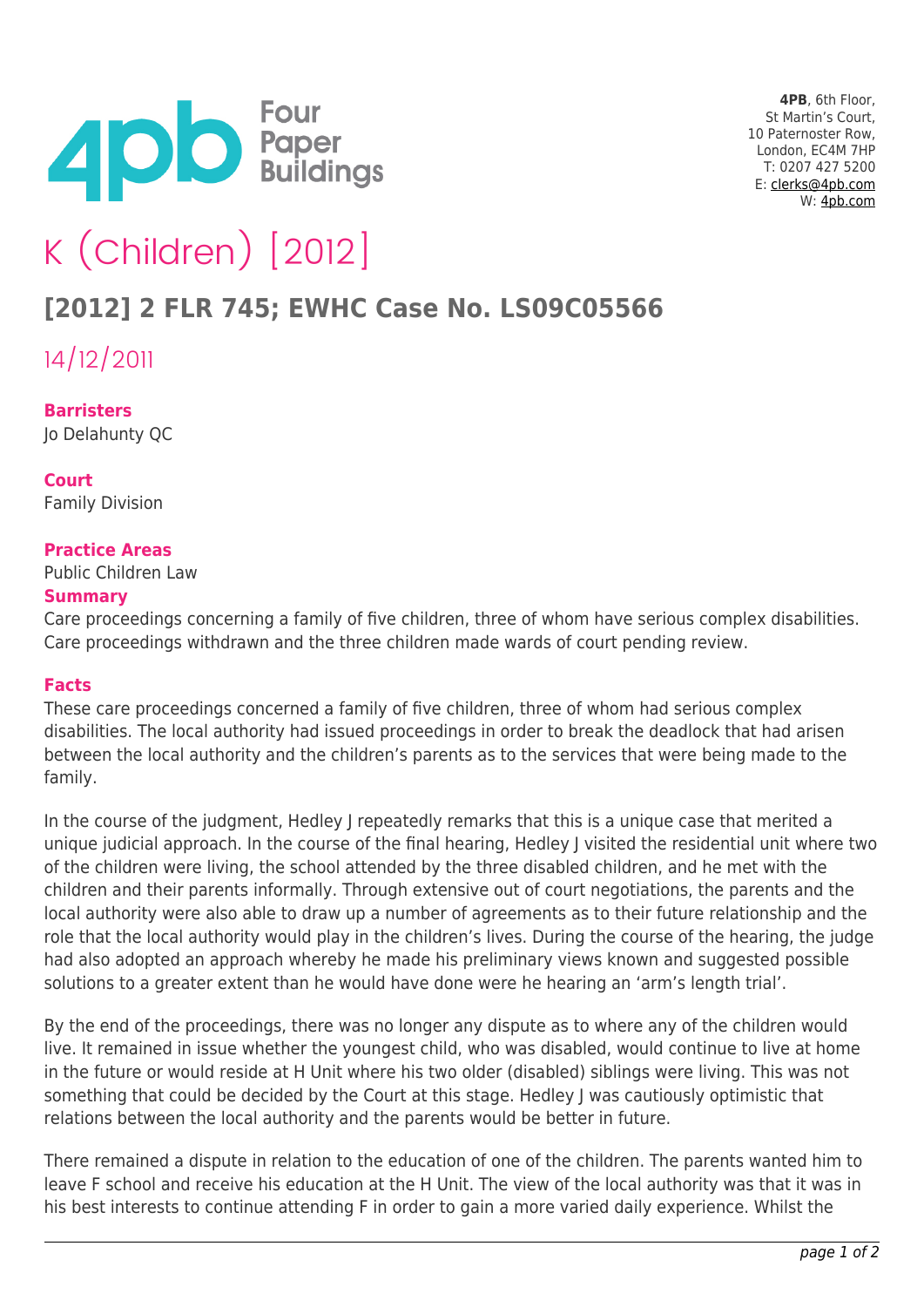4PB, 6th Floor,
St Martin's Court,
10 Paternoster Row,
London, EC4M 7HP
T: 0207 427 5200
E: clerks@4pb.com
W: 4pb.com

# K (Children) [2012]

## [2012] 2 FLR 745; EWHC Case No. LS09C05566

14/12/2011

**Barristers**
Jo Delahunty QC

**Court**
Family Division

**Practice Areas**
Public Children Law

**Summary**
Care proceedings concerning a family of five children, three of whom have serious complex disabilities. Care proceedings withdrawn and the three children made wards of court pending review.

**Facts**
These care proceedings concerned a family of five children, three of whom had serious complex disabilities. The local authority had issued proceedings in order to break the deadlock that had arisen between the local authority and the children's parents as to the services that were being made to the family.

In the course of the judgment, Hedley J repeatedly remarks that this is a unique case that merited a unique judicial approach. In the course of the final hearing, Hedley J visited the residential unit where two of the children were living, the school attended by the three disabled children, and he met with the children and their parents informally. Through extensive out of court negotiations, the parents and the local authority were also able to draw up a number of agreements as to their future relationship and the role that the local authority would play in the children's lives. During the course of the hearing, the judge had also adopted an approach whereby he made his preliminary views known and suggested possible solutions to a greater extent than he would have done were he hearing an 'arm's length trial'.

By the end of the proceedings, there was no longer any dispute as to where any of the children would live. It remained in issue whether the youngest child, who was disabled, would continue to live at home in the future or would reside at H Unit where his two older (disabled) siblings were living. This was not something that could be decided by the Court at this stage. Hedley J was cautiously optimistic that relations between the local authority and the parents would be better in future.

There remained a dispute in relation to the education of one of the children. The parents wanted him to leave F school and receive his education at the H Unit. The view of the local authority was that it was in his best interests to continue attending F in order to gain a more varied daily experience. Whilst the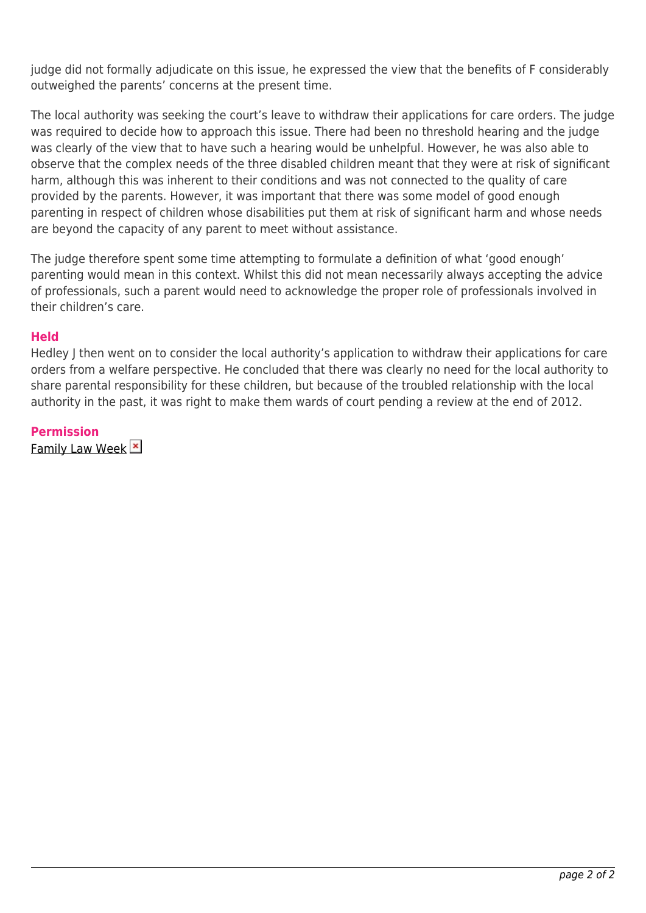judge did not formally adjudicate on this issue, he expressed the view that the benefits of F considerably outweighed the parents' concerns at the present time.

The local authority was seeking the court's leave to withdraw their applications for care orders. The judge was required to decide how to approach this issue. There had been no threshold hearing and the judge was clearly of the view that to have such a hearing would be unhelpful. However, he was also able to observe that the complex needs of the three disabled children meant that they were at risk of significant harm, although this was inherent to their conditions and was not connected to the quality of care provided by the parents. However, it was important that there was some model of good enough parenting in respect of children whose disabilities put them at risk of significant harm and whose needs are beyond the capacity of any parent to meet without assistance.

The judge therefore spent some time attempting to formulate a definition of what 'good enough' parenting would mean in this context. Whilst this did not mean necessarily always accepting the advice of professionals, such a parent would need to acknowledge the proper role of professionals involved in their children's care.

**Held**

Hedley J then went on to consider the local authority's application to withdraw their applications for care orders from a welfare perspective. He concluded that there was clearly no need for the local authority to share parental responsibility for these children, but because of the troubled relationship with the local authority in the past, it was right to make them wards of court pending a review at the end of 2012.

**Permission**

Family Law Week